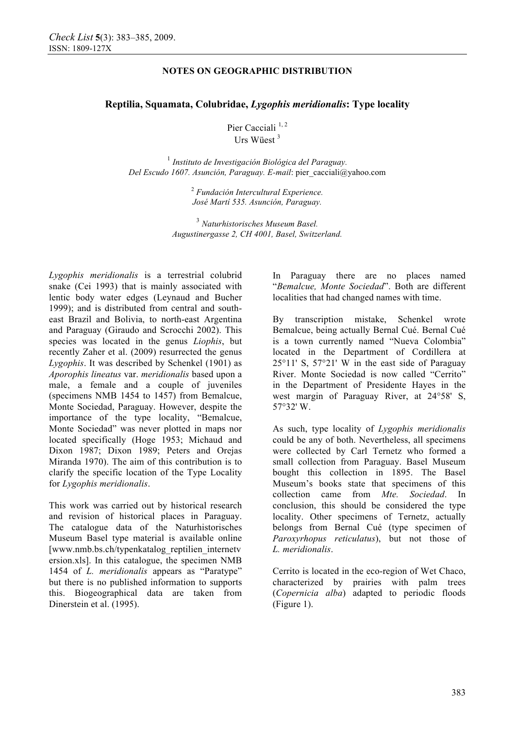**NOTES ON GEOGRAPHIC DISTRIBUTION**

# Reptilia, Squamata, Colubridae, *Lygophis meridionalis*: Type locality

Pier Cacciali [1, 2]
Urs Wüest [3]

[1] *Instituto de Investigación Biológica del Paraguay. Del Escudo 1607. Asunción, Paraguay. E-mail*: pier_cacciali@yahoo.com

[2] *Fundación Intercultural Experience. José Martí 535. Asunción, Paraguay.*

[3] *Naturhistorisches Museum Basel. Augustinergasse 2, CH 4001, Basel, Switzerland.*

*Lygophis meridionalis* is a terrestrial colubrid snake (Cei 1993) that is mainly associated with lentic body water edges (Leynaud and Bucher 1999); and is distributed from central and south-east Brazil and Bolivia, to north-east Argentina and Paraguay (Giraudo and Scrocchi 2002). This species was located in the genus *Liophis*, but recently Zaher et al. (2009) resurrected the genus *Lygophis*. It was described by Schenkel (1901) as *Aporophis lineatus* var. *meridionalis* based upon a male, a female and a couple of juveniles (specimens NMB 1454 to 1457) from Bemalcue, Monte Sociedad, Paraguay. However, despite the importance of the type locality, "Bemalcue, Monte Sociedad" was never plotted in maps nor located specifically (Hoge 1953; Michaud and Dixon 1987; Dixon 1989; Peters and Orejas Miranda 1970). The aim of this contribution is to clarify the specific location of the Type Locality for *Lygophis meridionalis*.

This work was carried out by historical research and revision of historical places in Paraguay. The catalogue data of the Naturhistorisches Museum Basel type material is available online [www.nmb.bs.ch/typenkatalog_reptilien_internetversion.xls]. In this catalogue, the specimen NMB 1454 of *L. meridionalis* appears as "Paratype" but there is no published information to supports this. Biogeographical data are taken from Dinerstein et al. (1995).

In Paraguay there are no places named "*Bemalcue, Monte Sociedad*". Both are different localities that had changed names with time.

By transcription mistake, Schenkel wrote Bemalcue, being actually Bernal Cué. Bernal Cué is a town currently named "Nueva Colombia" located in the Department of Cordillera at 25°11' S, 57°21' W in the east side of Paraguay River. Monte Sociedad is now called "Cerrito" in the Department of Presidente Hayes in the west margin of Paraguay River, at 24°58' S, 57°32' W.

As such, type locality of *Lygophis meridionalis* could be any of both. Nevertheless, all specimens were collected by Carl Ternetz who formed a small collection from Paraguay. Basel Museum bought this collection in 1895. The Basel Museum's books state that specimens of this collection came from *Mte. Sociedad*. In conclusion, this should be considered the type locality. Other specimens of Ternetz, actually belongs from Bernal Cué (type specimen of *Paroxyrhopus reticulatus*), but not those of *L. meridionalis*.

Cerrito is located in the eco-region of Wet Chaco, characterized by prairies with palm trees (*Copernicia alba*) adapted to periodic floods (Figure 1).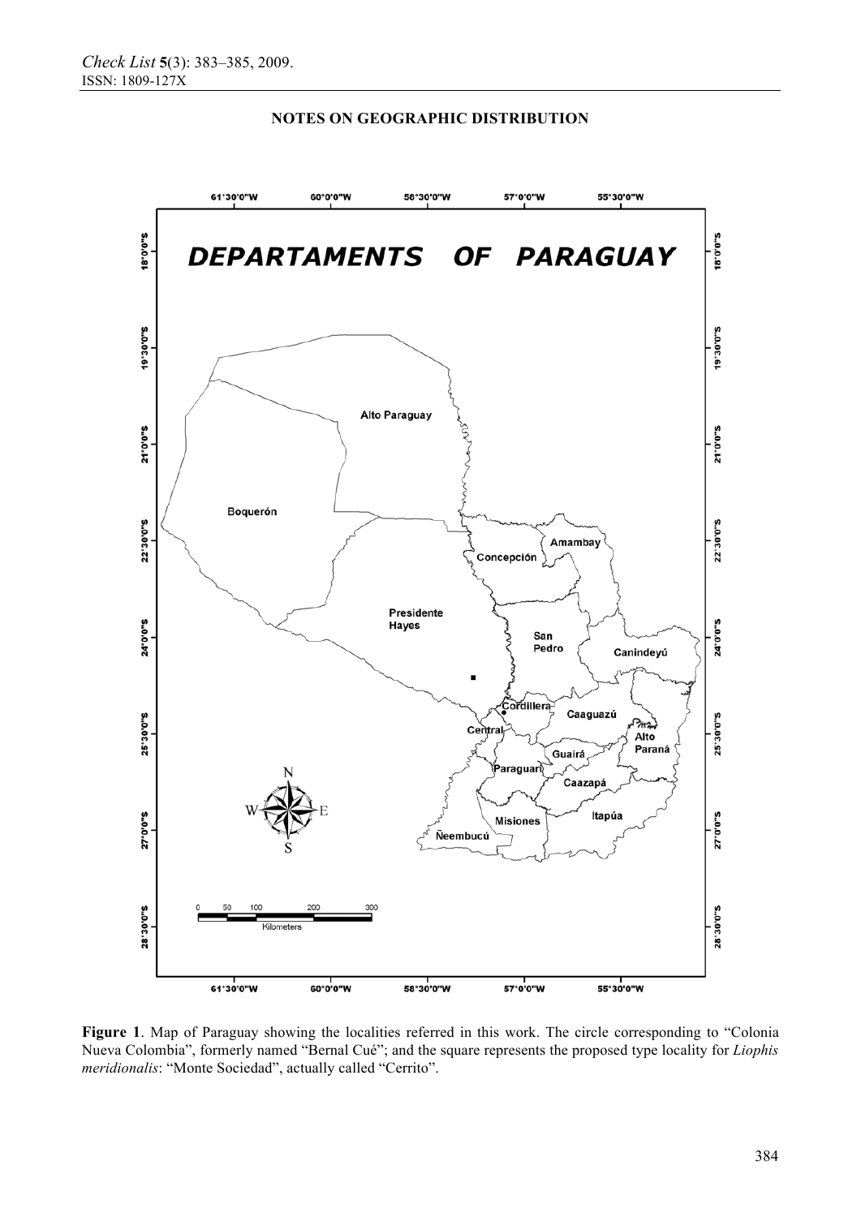## NOTES ON GEOGRAPHIC DISTRIBUTION

**Figure 1**. Map of Paraguay showing the localities referred in this work. The circle corresponding to "Colonia Nueva Colombia", formerly named "Bernal Cué"; and the square represents the proposed type locality for *Liophis meridionalis*: "Monte Sociedad", actually called "Cerrito".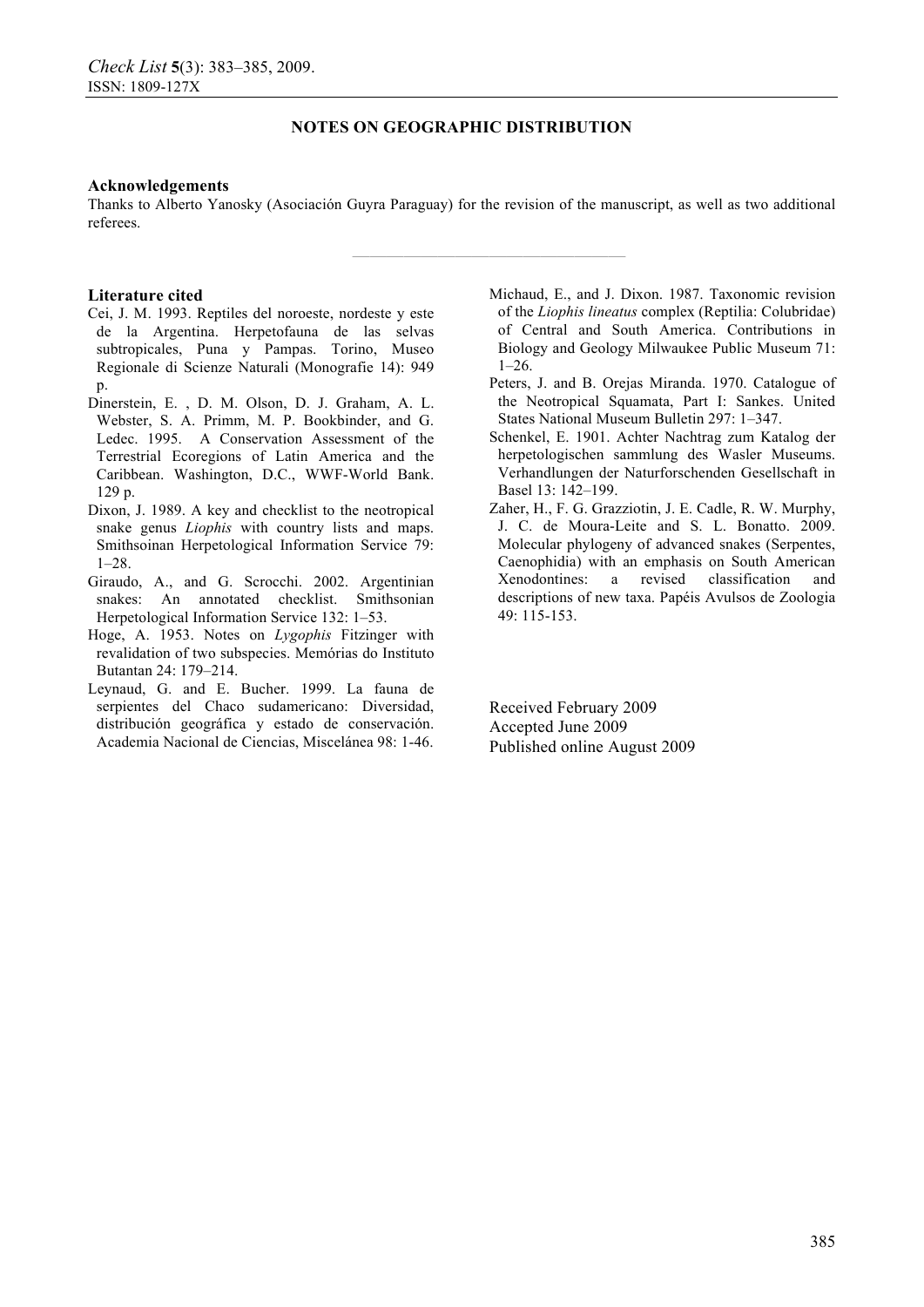## NOTES ON GEOGRAPHIC DISTRIBUTION

### Acknowledgements

Thanks to Alberto Yanosky (Asociación Guyra Paraguay) for the revision of the manuscript, as well as two additional referees.

---

### Literature cited

Cei, J. M. 1993. Reptiles del noroeste, nordeste y este de la Argentina. Herpetofauna de las selvas subtropicales, Puna y Pampas. Torino, Museo Regionale di Scienze Naturali (Monografie 14): 949 p.

Dinerstein, E. , D. M. Olson, D. J. Graham, A. L. Webster, S. A. Primm, M. P. Bookbinder, and G. Ledec. 1995. A Conservation Assessment of the Terrestrial Ecoregions of Latin America and the Caribbean. Washington, D.C., WWF-World Bank. 129 p.

Dixon, J. 1989. A key and checklist to the neotropical snake genus *Liophis* with country lists and maps. Smithsoinan Herpetological Information Service 79: 1–28.

Giraudo, A., and G. Scrocchi. 2002. Argentinian snakes: An annotated checklist. Smithsonian Herpetological Information Service 132: 1–53.

Hoge, A. 1953. Notes on *Lygophis* Fitzinger with revalidation of two subspecies. Memórias do Instituto Butantan 24: 179–214.

Leynaud, G. and E. Bucher. 1999. La fauna de serpientes del Chaco sudamericano: Diversidad, distribución geográfica y estado de conservación. Academia Nacional de Ciencias, Miscelánea 98: 1-46.

Michaud, E., and J. Dixon. 1987. Taxonomic revision of the *Liophis lineatus* complex (Reptilia: Colubridae) of Central and South America. Contributions in Biology and Geology Milwaukee Public Museum 71: 1–26.

Peters, J. and B. Orejas Miranda. 1970. Catalogue of the Neotropical Squamata, Part I: Sankes. United States National Museum Bulletin 297: 1–347.

Schenkel, E. 1901. Achter Nachtrag zum Katalog der herpetologischen sammlung des Wasler Museums. Verhandlungen der Naturforschenden Gesellschaft in Basel 13: 142–199.

Zaher, H., F. G. Grazziotin, J. E. Cadle, R. W. Murphy, J. C. de Moura-Leite and S. L. Bonatto. 2009. Molecular phylogeny of advanced snakes (Serpentes, Caenophidia) with an emphasis on South American Xenodontines: a revised classification and descriptions of new taxa. Papéis Avulsos de Zoologia 49: 115-153.

Received February 2009
Accepted June 2009
Published online August 2009